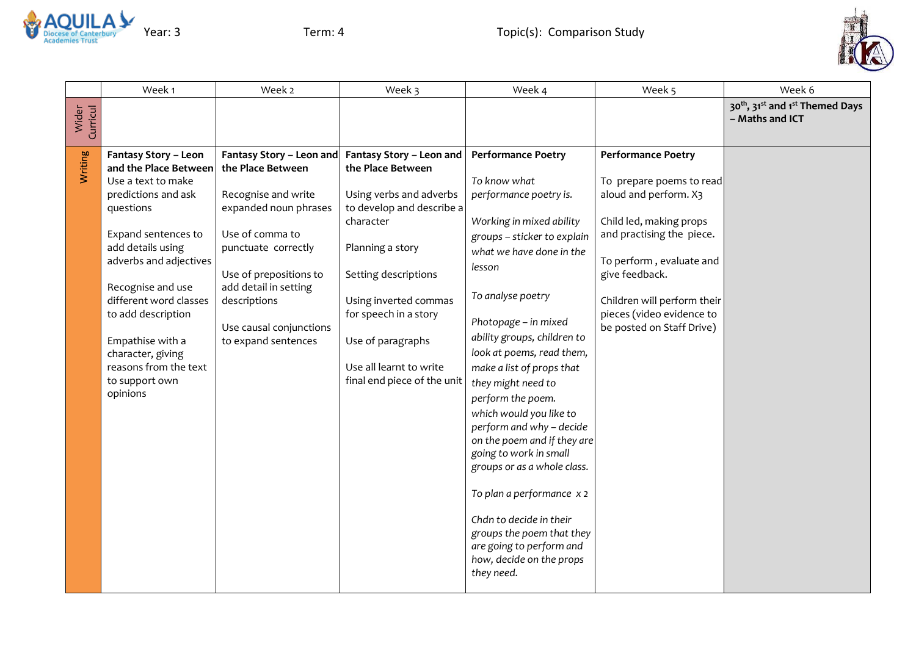Year: 3 Term: 4 Topic(s): Comparison Study

| | Week 1 | Week 2 | Week 3 | Week 4 | Week 5 | Week 6 |
|---|---|---|---|---|---|---|
| Wider Curricul | | | | | | **30th, 31st and 1st Themed Days – Maths and ICT** |
| Writing | **Fantasy Story – Leon and the Place Between**<br>Use a text to make predictions and ask questions<br><br>Expand sentences to add details using adverbs and adjectives<br><br>Recognise and use different word classes to add description<br><br>Empathise with a character, giving reasons from the text to support own opinions | **Fantasy Story – Leon and the Place Between**<br><br>Recognise and write expanded noun phrases<br><br>Use of comma to punctuate correctly<br><br>Use of prepositions to add detail in setting descriptions<br><br>Use causal conjunctions to expand sentences | **Fantasy Story – Leon and the Place Between**<br><br>Using verbs and adverbs to develop and describe a character<br><br>Planning a story<br><br>Setting descriptions<br><br>Using inverted commas for speech in a story<br><br>Use of paragraphs<br><br>Use all learnt to write final end piece of the unit | **Performance Poetry**<br><br>*To know what performance poetry is.*<br><br>*Working in mixed ability groups – sticker to explain what we have done in the lesson*<br><br>*To analyse poetry*<br><br>*Photopage – in mixed ability groups, children to look at poems, read them, make a list of props that they might need to perform the poem. which would you like to perform and why – decide on the poem and if they are going to work in small groups or as a whole class.*<br><br>*To plan a performance x 2*<br><br>*Chdn to decide in their groups the poem that they are going to perform and how, decide on the props they need.* | **Performance Poetry**<br><br>To prepare poems to read aloud and perform. X3<br><br>Child led, making props and practising the piece.<br><br>To perform , evaluate and give feedback.<br><br>Children will perform their pieces (video evidence to be posted on Staff Drive) | |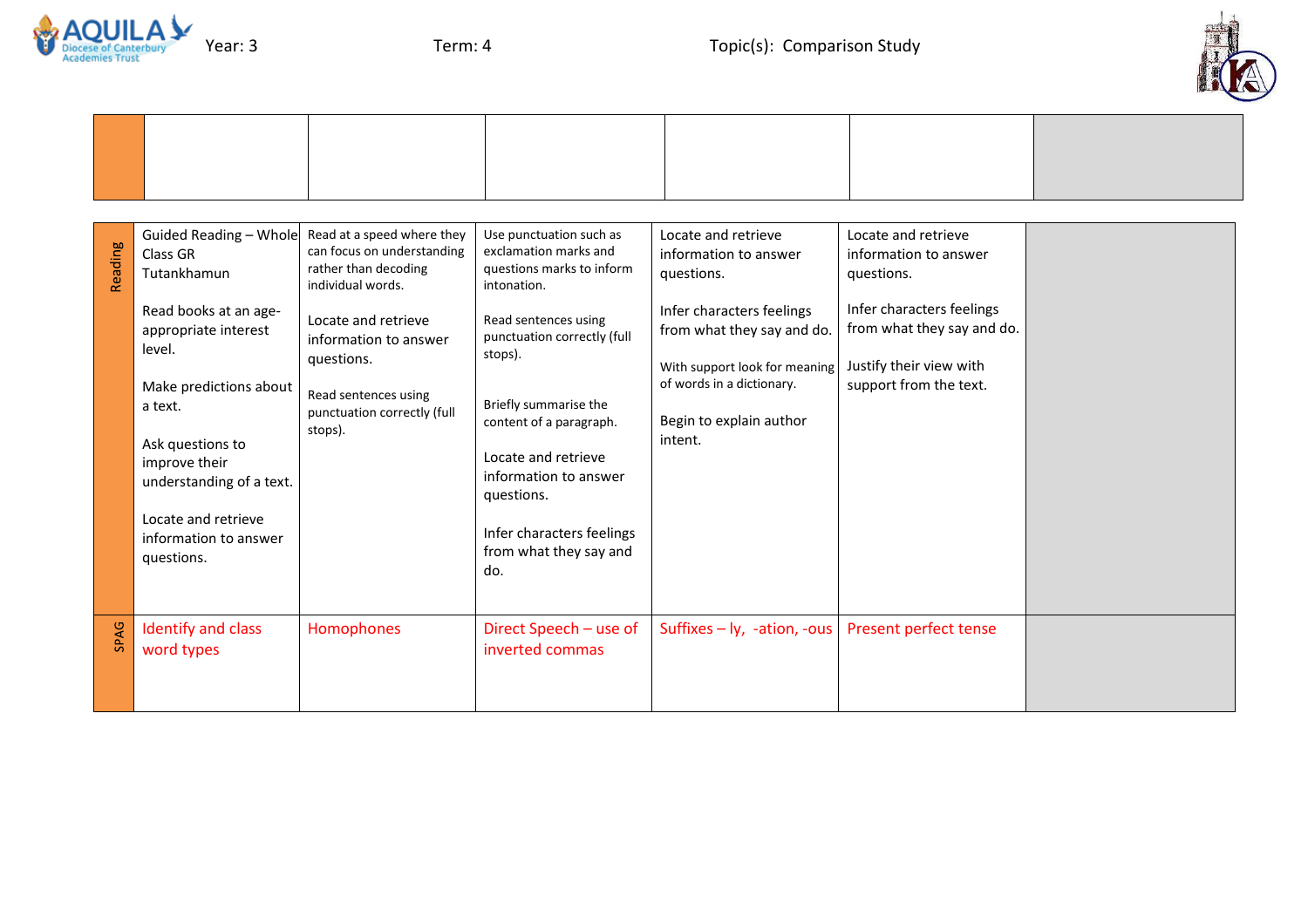Year: 3 Term: 4 Topic(s): Comparison Study

| | | | | | | |
|---|---|---|---|---|---|---|
| | | | | | | |

| | | | | | | |
|---|---|---|---|---|---|---|
| Reading | Guided Reading – Whole Class GR Tutankhamun<br><br>Read books at an age-appropriate interest level.<br><br>Make predictions about a text.<br><br>Ask questions to improve their understanding of a text.<br><br>Locate and retrieve information to answer questions. | Read at a speed where they can focus on understanding rather than decoding individual words.<br><br>Locate and retrieve information to answer questions.<br><br>Read sentences using punctuation correctly (full stops). | Use punctuation such as exclamation marks and questions marks to inform intonation.<br><br>Read sentences using punctuation correctly (full stops).<br><br>Briefly summarise the content of a paragraph.<br><br>Locate and retrieve information to answer questions.<br><br>Infer characters feelings from what they say and do. | Locate and retrieve information to answer questions.<br><br>Infer characters feelings from what they say and do.<br><br>With support look for meaning of words in a dictionary.<br><br>Begin to explain author intent. | Locate and retrieve information to answer questions.<br><br>Infer characters feelings from what they say and do.<br><br>Justify their view with support from the text. | |
| SPAG | Identify and class word types | Homophones | Direct Speech – use of inverted commas | Suffixes – ly, -ation, -ous | Present perfect tense | |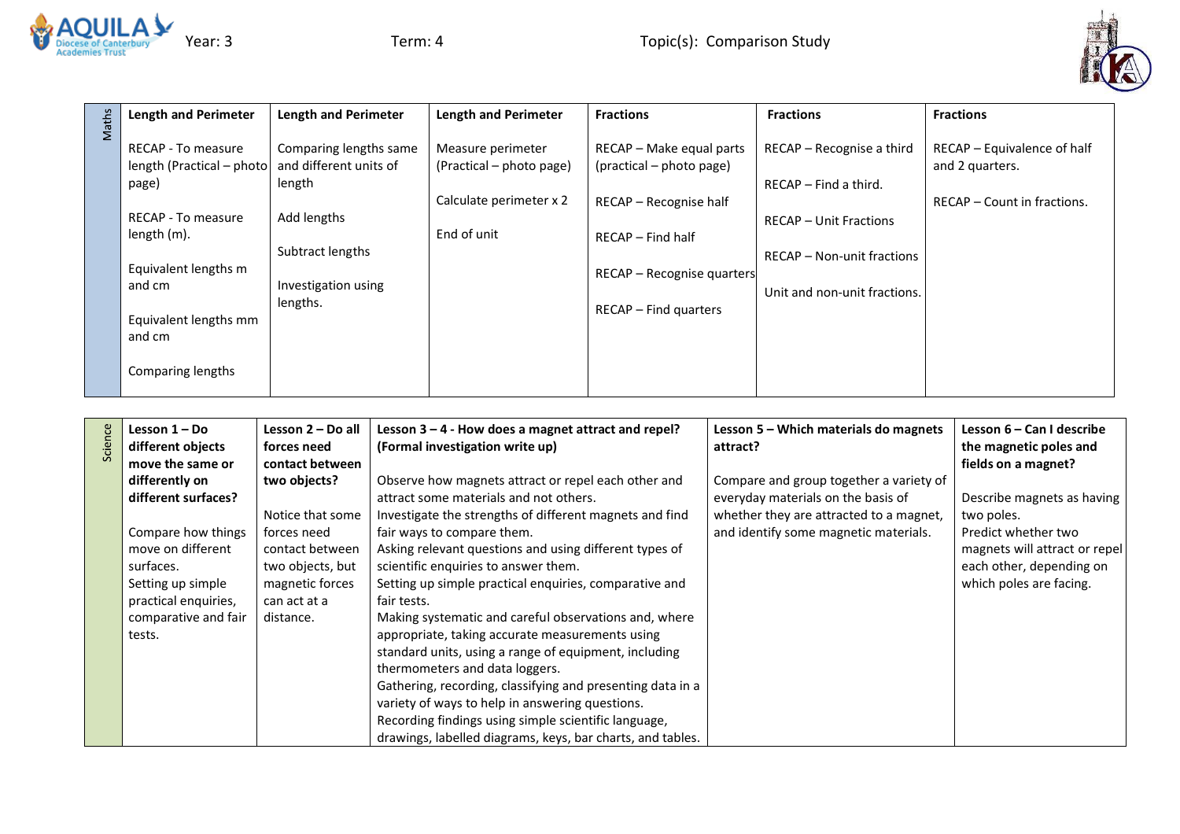Year: 3 Term: 4 Topic(s): Comparison Study

| Maths | Length and Perimeter | Length and Perimeter | Length and Perimeter | Fractions | Fractions | Fractions |
|---|---|---|---|---|---|---|
| | RECAP - To measure length (Practical – photo page)<br><br>RECAP - To measure length (m).<br><br>Equivalent lengths m and cm<br><br>Equivalent lengths mm and cm<br><br>Comparing lengths | Comparing lengths same and different units of length<br><br>Add lengths<br><br>Subtract lengths<br><br>Investigation using lengths. | Measure perimeter (Practical – photo page)<br><br>Calculate perimeter x 2<br><br>End of unit | RECAP – Make equal parts (practical – photo page)<br><br>RECAP – Recognise half<br><br>RECAP – Find half<br><br>RECAP – Recognise quarters<br><br>RECAP – Find quarters | RECAP – Recognise a third<br><br>RECAP – Find a third.<br><br>RECAP – Unit Fractions<br><br>RECAP – Non-unit fractions<br><br>Unit and non-unit fractions. | RECAP – Equivalence of half and 2 quarters.<br><br>RECAP – Count in fractions. |

| Science | Lesson 1 – Do different objects move the same or differently on different surfaces? | Lesson 2 – Do all forces need contact between two objects? | Lesson 3 – 4 - How does a magnet attract and repel? (Formal investigation write up) | Lesson 5 – Which materials do magnets attract? | Lesson 6 – Can I describe the magnetic poles and fields on a magnet? |
|---|---|---|---|---|---|
| | Compare how things move on different surfaces.<br>Setting up simple practical enquiries, comparative and fair tests. | Notice that some forces need contact between two objects, but magnetic forces can act at a distance. | Observe how magnets attract or repel each other and attract some materials and not others.<br>Investigate the strengths of different magnets and find fair ways to compare them.<br>Asking relevant questions and using different types of scientific enquiries to answer them.<br>Setting up simple practical enquiries, comparative and fair tests.<br>Making systematic and careful observations and, where appropriate, taking accurate measurements using standard units, using a range of equipment, including thermometers and data loggers.<br>Gathering, recording, classifying and presenting data in a variety of ways to help in answering questions.<br>Recording findings using simple scientific language, drawings, labelled diagrams, keys, bar charts, and tables. | Compare and group together a variety of everyday materials on the basis of whether they are attracted to a magnet, and identify some magnetic materials. | Describe magnets as having two poles.<br>Predict whether two magnets will attract or repel each other, depending on which poles are facing. |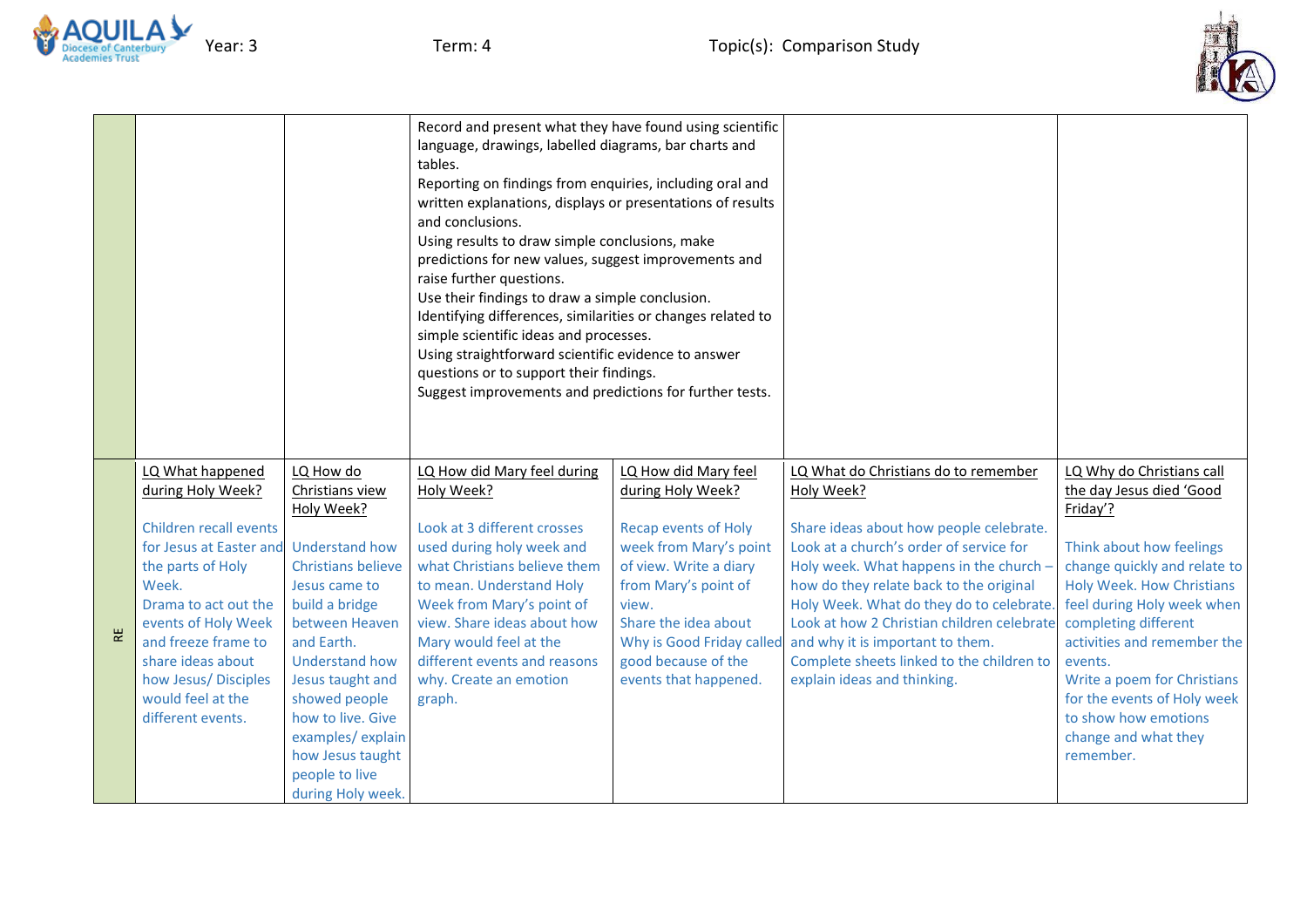| | | | | | | |
|---|---|---|---|---|---|---|
| | | | Record and present what they have found using scientific language, drawings, labelled diagrams, bar charts and tables.<br>Reporting on findings from enquiries, including oral and written explanations, displays or presentations of results and conclusions.<br>Using results to draw simple conclusions, make predictions for new values, suggest improvements and raise further questions.<br>Use their findings to draw a simple conclusion.<br>Identifying differences, similarities or changes related to simple scientific ideas and processes.<br>Using straightforward scientific evidence to answer questions or to support their findings.<br>Suggest improvements and predictions for further tests. | | | |
| RE | LQ What happened during Holy Week?<br><br>Children recall events for Jesus at Easter and the parts of Holy Week.<br>Drama to act out the events of Holy Week and freeze frame to share ideas about how Jesus/ Disciples would feel at the different events. | LQ How do Christians view Holy Week?<br><br>Understand how Christians believe Jesus came to build a bridge between Heaven and Earth.<br>Understand how Jesus taught and showed people how to live. Give examples/ explain how Jesus taught people to live during Holy week. | LQ How did Mary feel during Holy Week?<br><br>Look at 3 different crosses used during holy week and what Christians believe them to mean. Understand Holy Week from Mary's point of view. Share ideas about how Mary would feel at the different events and reasons why. Create an emotion graph. | LQ How did Mary feel during Holy Week?<br><br>Recap events of Holy week from Mary's point of view. Write a diary from Mary's point of view.<br>Share the idea about Why is Good Friday called good because of the events that happened. | LQ What do Christians do to remember Holy Week?<br><br>Share ideas about how people celebrate.<br>Look at a church's order of service for Holy week. What happens in the church – how do they relate back to the original Holy Week. What do they do to celebrate.<br>Look at how 2 Christian children celebrate and why it is important to them.<br>Complete sheets linked to the children to explain ideas and thinking. | LQ Why do Christians call the day Jesus died 'Good Friday'?<br><br>Think about how feelings change quickly and relate to Holy Week. How Christians feel during Holy week when completing different activities and remember the events.<br>Write a poem for Christians for the events of Holy week to show how emotions change and what they remember. |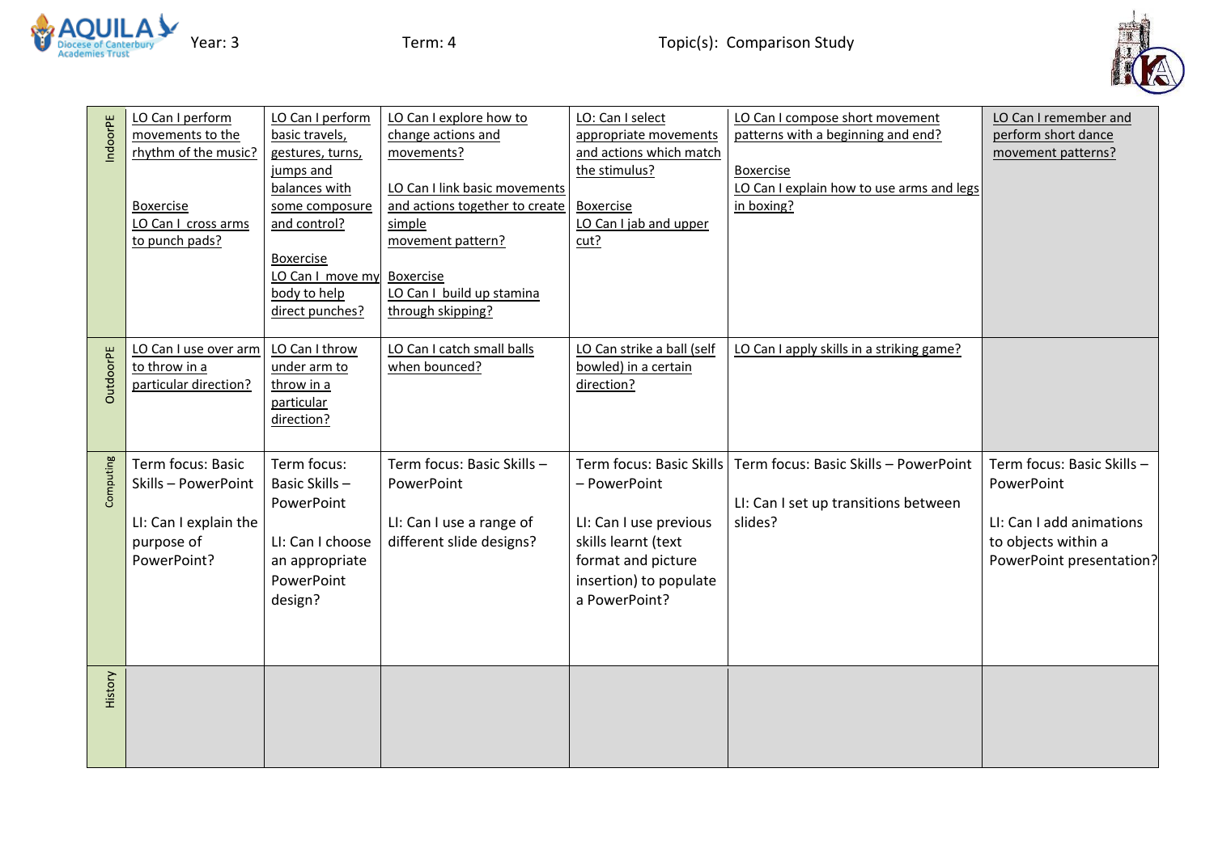Year: 3 Term: 4 Topic(s): Comparison Study

| | | | | | | |
|---|---|---|---|---|---|---|
| IndoorPE | LO Can I perform movements to the rhythm of the music?<br><br>Boxercise<br>LO Can I cross arms to punch pads? | LO Can I perform basic travels, gestures, turns, jumps and balances with some composure and control?<br><br>Boxercise<br>LO Can I move my body to help direct punches? | LO Can I explore how to change actions and movements?<br><br>LO Can I link basic movements and actions together to create simple movement pattern?<br><br>Boxercise<br>LO Can I build up stamina through skipping? | LO: Can I select appropriate movements and actions which match the stimulus?<br><br>Boxercise<br>LO Can I jab and upper cut? | LO Can I compose short movement patterns with a beginning and end?<br><br>Boxercise<br>LO Can I explain how to use arms and legs in boxing? | LO Can I remember and perform short dance movement patterns? |
| OutdoorPE | LO Can I use over arm to throw in a particular direction? | LO Can I throw under arm to throw in a particular direction? | LO Can I catch small balls when bounced? | LO Can strike a ball (self bowled) in a certain direction? | LO Can I apply skills in a striking game? | |
| Computing | Term focus: Basic Skills – PowerPoint<br><br>LI: Can I explain the purpose of PowerPoint? | Term focus: Basic Skills – PowerPoint<br><br>LI: Can I choose an appropriate PowerPoint design? | Term focus: Basic Skills – PowerPoint<br><br>LI: Can I use a range of different slide designs? | Term focus: Basic Skills – PowerPoint<br><br>LI: Can I use previous skills learnt (text format and picture insertion) to populate a PowerPoint? | Term focus: Basic Skills – PowerPoint<br><br>LI: Can I set up transitions between slides? | Term focus: Basic Skills – PowerPoint<br><br>LI: Can I add animations to objects within a PowerPoint presentation? |
| History | | | | | | |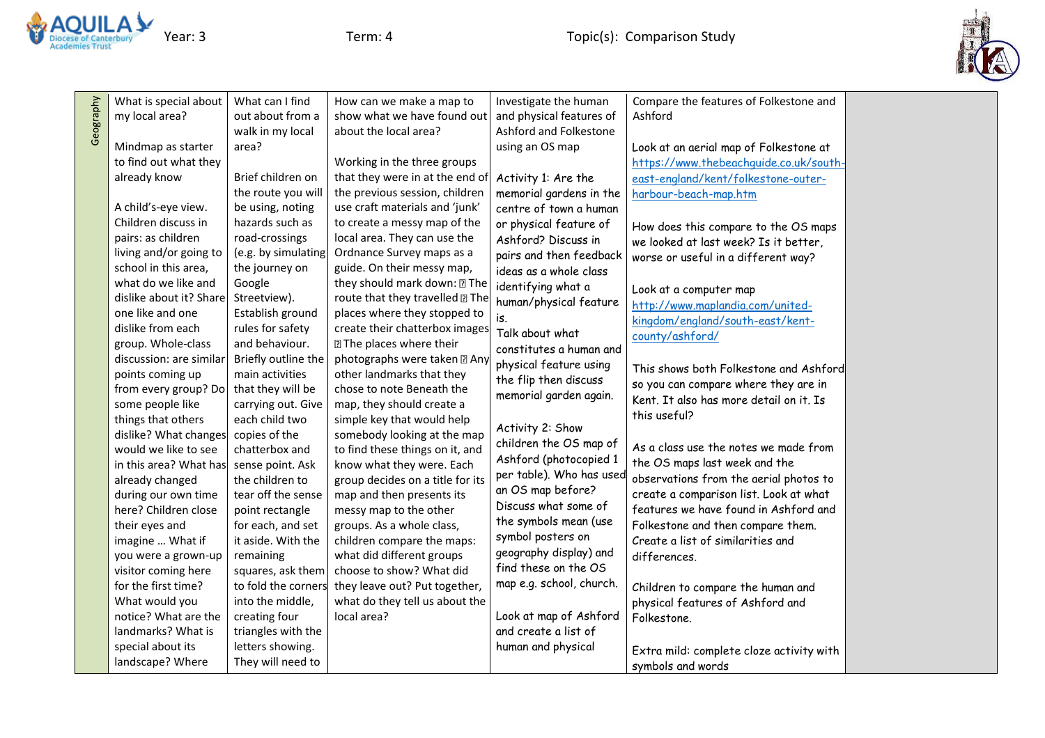Year: 3 Term: 4 Topic(s): Comparison Study

| Geography | What is special about my local area?<br><br>Mindmap as starter to find out what they already know<br><br>A child's-eye view. Children discuss in pairs: as children living and/or going to school in this area, what do we like and dislike about it? Share one like and one dislike from each group. Whole-class discussion: are similar points coming up from every group? Do some people like things that others dislike? What changes would we like to see in this area? What has already changed during our own time here? Children close their eyes and imagine … What if you were a grown-up visitor coming here for the first time? What would you notice? What are the landmarks? What is special about its landscape? Where | What can I find out about from a walk in my local area?<br><br>Brief children on the route you will be using, noting hazards such as road-crossings (e.g. by simulating the journey on Google Streetview). Establish ground rules for safety and behaviour. Briefly outline the main activities that they will be carrying out. Give each child two copies of the chatterbox and sense point. Ask the children to tear off the sense point rectangle for each, and set it aside. With the remaining squares, ask them to fold the corners into the middle, creating four triangles with the letters showing. They will need to | How can we make a map to show what we have found out about the local area?<br><br>Working in the three groups that they were in at the end of the previous session, children use craft materials and 'junk' to create a messy map of the local area. They can use the Ordnance Survey maps as a guide. On their messy map, they should mark down: The route that they travelled The places where they stopped to create their chatterbox images The places where their photographs were taken Any other landmarks that they chose to note Beneath the map, they should create a simple key that would help somebody looking at the map to find these things on it, and know what they were. Each group decides on a title for its map and then presents its messy map to the other groups. As a whole class, children compare the maps: what did different groups choose to show? What did they leave out? Put together, what do they tell us about the local area? | Investigate the human and physical features of Ashford and Folkestone using an OS map<br><br>Activity 1: Are the memorial gardens in the centre of town a human or physical feature of Ashford? Discuss in pairs and then feedback ideas as a whole class identifying what a human/physical feature is.<br>Talk about what constitutes a human and physical feature using the flip then discuss memorial garden again.<br><br>Activity 2: Show children the OS map of Ashford (photocopied 1 per table). Who has used an OS map before? Discuss what some of the symbols mean (use symbol posters on geography display) and find these on the OS map e.g. school, church.<br><br>Look at map of Ashford and create a list of human and physical | Compare the features of Folkestone and Ashford<br><br>Look at an aerial map of Folkestone at https://www.thebeachguide.co.uk/south-east-england/kent/folkestone-outer-harbour-beach-map.htm<br><br>How does this compare to the OS maps we looked at last week? Is it better, worse or useful in a different way?<br><br>Look at a computer map http://www.maplandia.com/united-kingdom/england/south-east/kent-county/ashford/<br><br>This shows both Folkestone and Ashford so you can compare where they are in Kent. It also has more detail on it. Is this useful?<br><br>As a class use the notes we made from the OS maps last week and the observations from the aerial photos to create a comparison list. Look at what features we have found in Ashford and Folkestone and then compare them. Create a list of similarities and differences.<br><br>Children to compare the human and physical features of Ashford and Folkestone.<br><br>Extra mild: complete cloze activity with symbols and words | |
|---|---|---|---|---|---|---|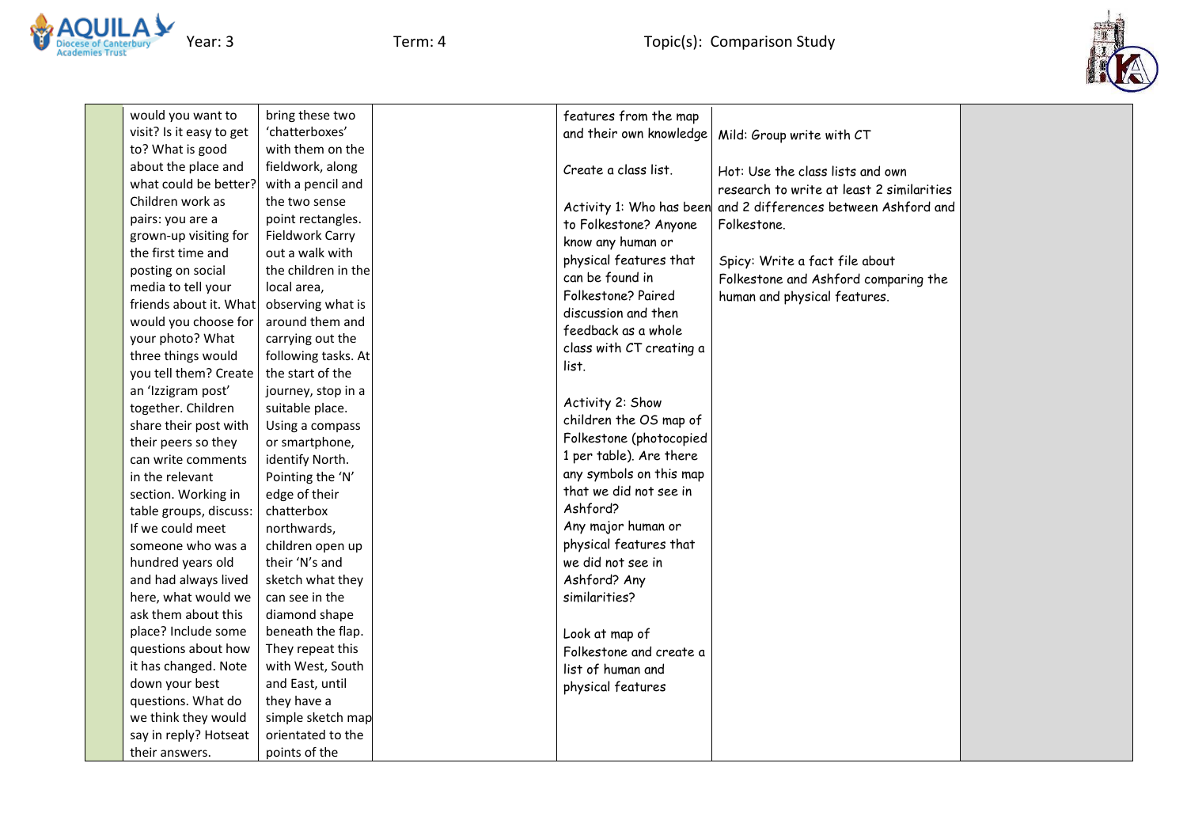| | | | | | | |
|---|---|---|---|---|---|---|
| | would you want to visit? Is it easy to get to? What is good about the place and what could be better? Children work as pairs: you are a grown-up visiting for the first time and posting on social media to tell your friends about it. What would you choose for your photo? What three things would you tell them? Create an 'Izzigram post' together. Children share their post with their peers so they can write comments in the relevant section. Working in table groups, discuss: If we could meet someone who was a hundred years old and had always lived here, what would we ask them about this place? Include some questions about how it has changed. Note down your best questions. What do we think they would say in reply? Hotseat their answers. | bring these two 'chatterboxes' with them on the fieldwork, along with a pencil and the two sense point rectangles. Fieldwork Carry out a walk with the children in the local area, observing what is around them and carrying out the following tasks. At the start of the journey, stop in a suitable place. Using a compass or smartphone, identify North. Pointing the 'N' edge of their chatterbox northwards, children open up their 'N's and sketch what they can see in the diamond shape beneath the flap. They repeat this with West, South and East, until they have a simple sketch map orientated to the points of the | | features from the map and their own knowledge<br><br>Create a class list.<br><br>Activity 1: Who has been to Folkestone? Anyone know any human or physical features that can be found in Folkestone? Paired discussion and then feedback as a whole class with CT creating a list.<br><br>Activity 2: Show children the OS map of Folkestone (photocopied 1 per table). Are there any symbols on this map that we did not see in Ashford?<br>Any major human or physical features that we did not see in Ashford? Any similarities?<br><br>Look at map of Folkestone and create a list of human and physical features | Mild: Group write with CT<br><br>Hot: Use the class lists and own research to write at least 2 similarities and 2 differences between Ashford and Folkestone.<br><br>Spicy: Write a fact file about Folkestone and Ashford comparing the human and physical features. | |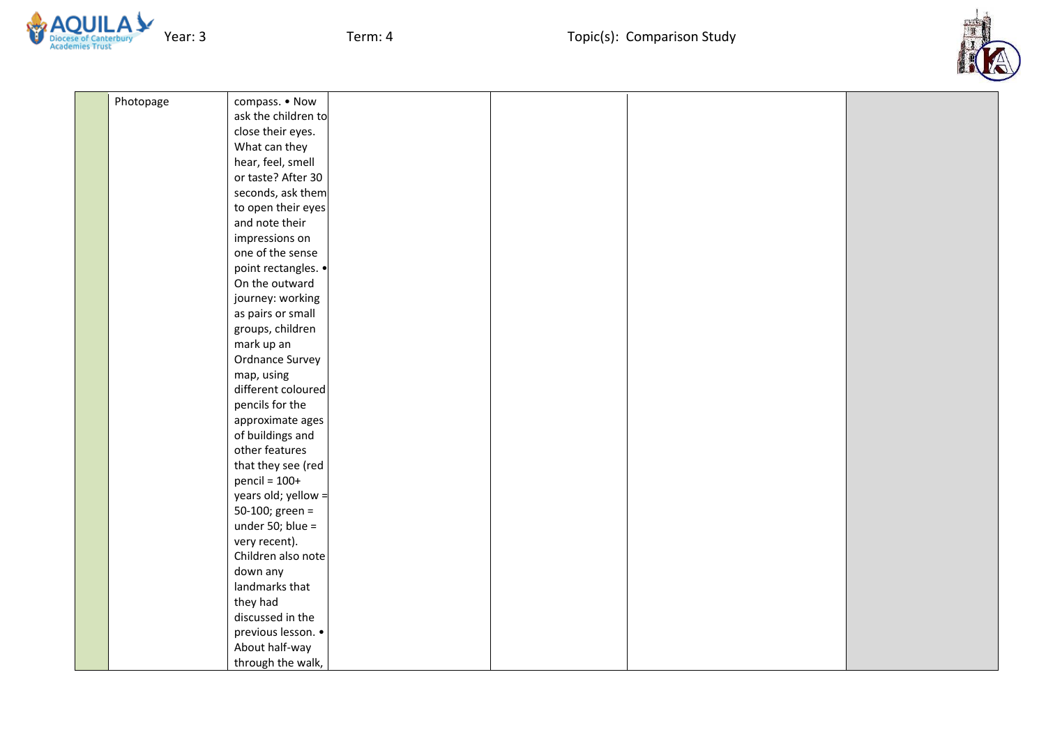Year: 3 Term: 4 Topic(s): Comparison Study

| | | | | | | |
|---|---|---|---|---|---|---|
| | Photopage | compass. • Now ask the children to close their eyes. What can they hear, feel, smell or taste? After 30 seconds, ask them to open their eyes and note their impressions on one of the sense point rectangles. • On the outward journey: working as pairs or small groups, children mark up an Ordnance Survey map, using different coloured pencils for the approximate ages of buildings and other features that they see (red pencil = 100+ years old; yellow = 50-100; green = under 50; blue = very recent). Children also note down any landmarks that they had discussed in the previous lesson. • About half-way through the walk, | | | | |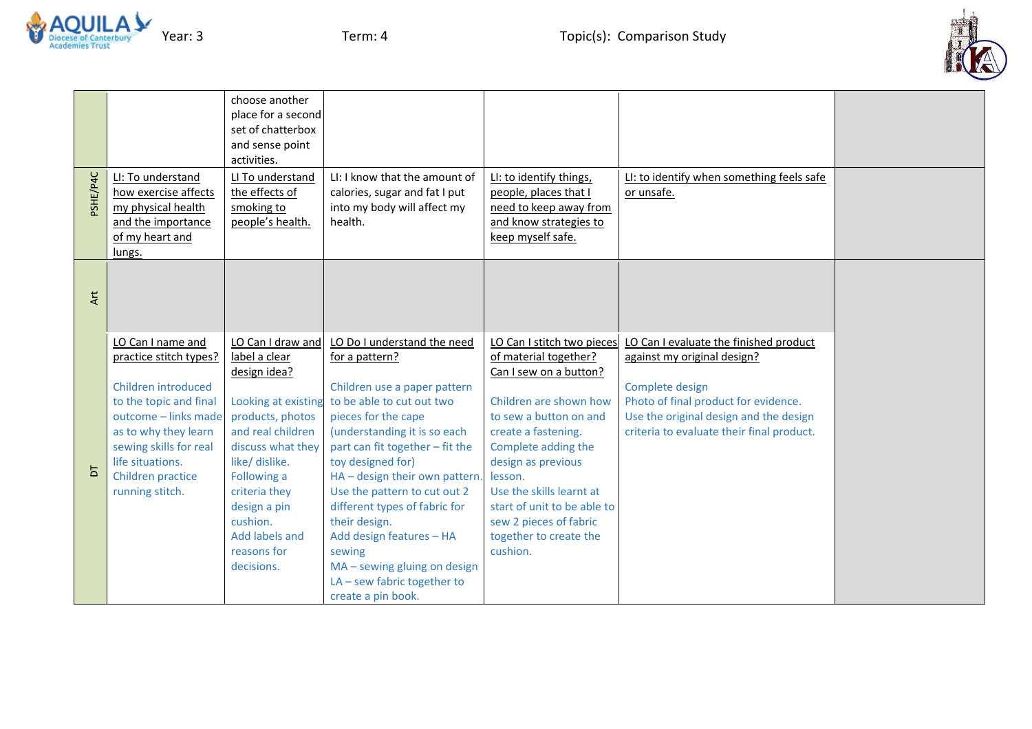Year: 3 Term: 4 Topic(s): Comparison Study

| | | | | | | |
|---|---|---|---|---|---|---|
| | | choose another place for a second set of chatterbox and sense point activities. | | | | |
| PSHE/P4C | LI: To understand how exercise affects my physical health and the importance of my heart and lungs. | LI To understand the effects of smoking to people's health. | LI: I know that the amount of calories, sugar and fat I put into my body will affect my health. | LI: to identify things, people, places that I need to keep away from and know strategies to keep myself safe. | LI: to identify when something feels safe or unsafe. | |
| Art | | | | | | |
| DT | LO Can I name and practice stitch types?<br><br>Children introduced to the topic and final outcome – links made as to why they learn sewing skills for real life situations.<br>Children practice running stitch. | LO Can I draw and label a clear design idea?<br><br>Looking at existing products, photos and real children discuss what they like/ dislike.<br>Following a criteria they design a pin cushion.<br>Add labels and reasons for decisions. | LO Do I understand the need for a pattern?<br><br>Children use a paper pattern to be able to cut out two pieces for the cape (understanding it is so each part can fit together – fit the toy designed for)<br>HA – design their own pattern.<br>Use the pattern to cut out 2 different types of fabric for their design.<br>Add design features – HA sewing<br>MA – sewing gluing on design<br>LA – sew fabric together to create a pin book. | LO Can I stitch two pieces of material together?<br>Can I sew on a button?<br><br>Children are shown how to sew a button on and create a fastening.<br>Complete adding the design as previous lesson.<br>Use the skills learnt at start of unit to be able to sew 2 pieces of fabric together to create the cushion. | LO Can I evaluate the finished product against my original design?<br><br>Complete design<br>Photo of final product for evidence.<br>Use the original design and the design criteria to evaluate their final product. | |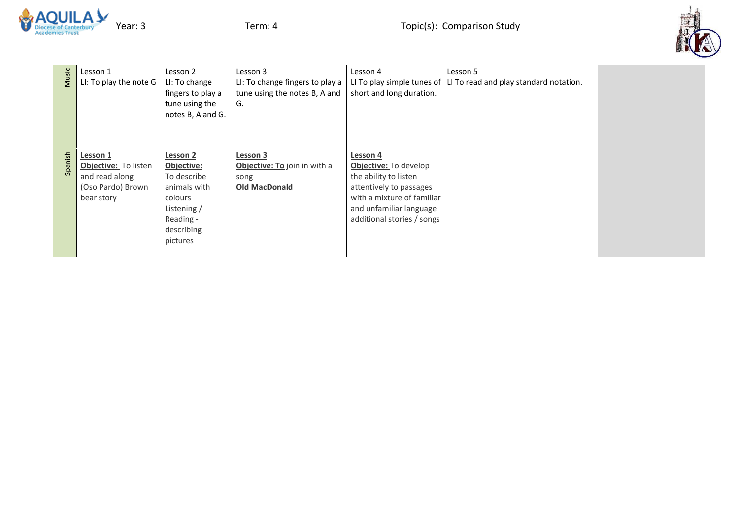Year: 3 Term: 4 Topic(s): Comparison Study

| | | | | | | |
|---|---|---|---|---|---|---|
| Music | Lesson 1<br>LI: To play the note G | Lesson 2<br>LI: To change fingers to play a tune using the notes B, A and G. | Lesson 3<br>LI: To change fingers to play a tune using the notes B, A and G. | Lesson 4<br>LI To play simple tunes of short and long duration. | Lesson 5<br>LI To read and play standard notation. | |
| Spanish | **Lesson 1**<br>**Objective:** To listen and read along (Oso Pardo) Brown bear story | **Lesson 2**<br>**Objective:** To describe animals with colours Listening / Reading - describing pictures | **Lesson 3**<br>**Objective: To** join in with a song **Old MacDonald** | **Lesson 4**<br>**Objective:** To develop the ability to listen attentively to passages with a mixture of familiar and unfamiliar language additional stories / songs | | |